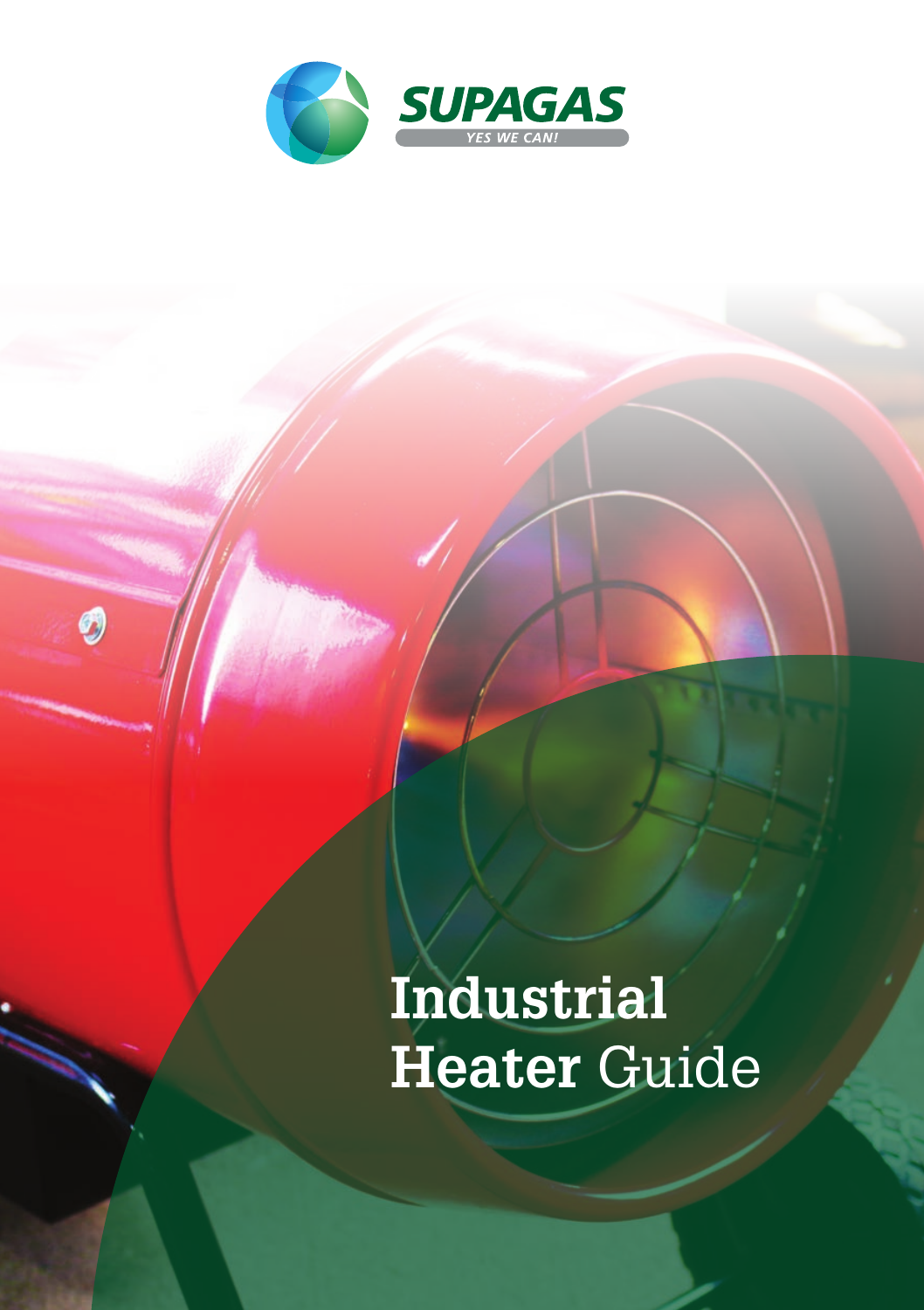SUPAGAS

YES WE CAN!

# Industrial Heater Guide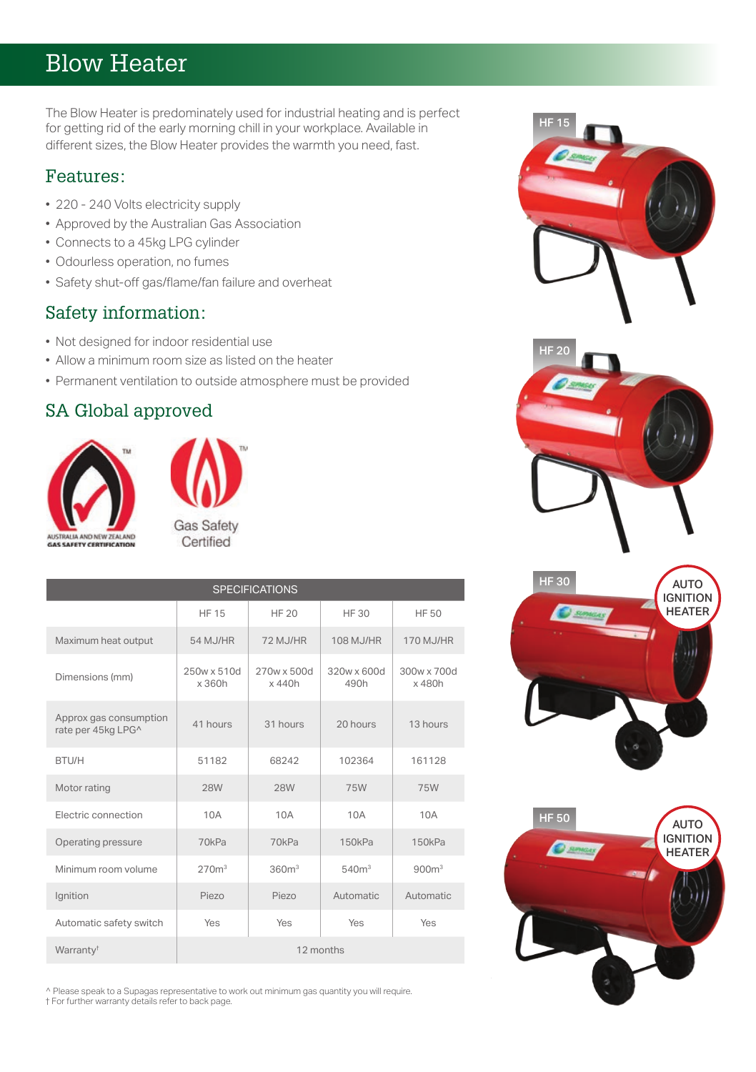# Blow Heater

The Blow Heater is predominately used for industrial heating and is perfect for getting rid of the early morning chill in your workplace. Available in different sizes, the Blow Heater provides the warmth you need, fast.

## Features:

- 220 - 240 Volts electricity supply
- Approved by the Australian Gas Association
- Connects to a 45kg LPG cylinder
- Odourless operation, no fumes
- Safety shut-off gas/flame/fan failure and overheat

## Safety information:

- Not designed for indoor residential use
- Allow a minimum room size as listed on the heater
- Permanent ventilation to outside atmosphere must be provided

## SA Global approved

AUSTRALIA AND NEW ZEALAND GAS SAFETY CERTIFICATION

Gas Safety Certified

| SPECIFICATIONS | | | | |
|---|---|---|---|---|
| | HF 15 | HF 20 | HF 30 | HF 50 |
| Maximum heat output | 54 MJ/HR | 72 MJ/HR | 108 MJ/HR | 170 MJ/HR |
| Dimensions (mm) | 250w x 510d x 360h | 270w x 500d x 440h | 320w x 600d 490h | 300w x 700d x 480h |
| Approx gas consumption rate per 45kg LPG^ | 41 hours | 31 hours | 20 hours | 13 hours |
| BTU/H | 51182 | 68242 | 102364 | 161128 |
| Motor rating | 28W | 28W | 75W | 75W |
| Electric connection | 10A | 10A | 10A | 10A |
| Operating pressure | 70kPa | 70kPa | 150kPa | 150kPa |
| Minimum room volume | 270m³ | 360m³ | 540m³ | 900m³ |
| Ignition | Piezo | Piezo | Automatic | Automatic |
| Automatic safety switch | Yes | Yes | Yes | Yes |
| Warranty† | 12 months | | | |

^ Please speak to a Supagas representative to work out minimum gas quantity you will require.
† For further warranty details refer to back page.

HF 15

HF 20

HF 30 — AUTO IGNITION HEATER

HF 50 — AUTO IGNITION HEATER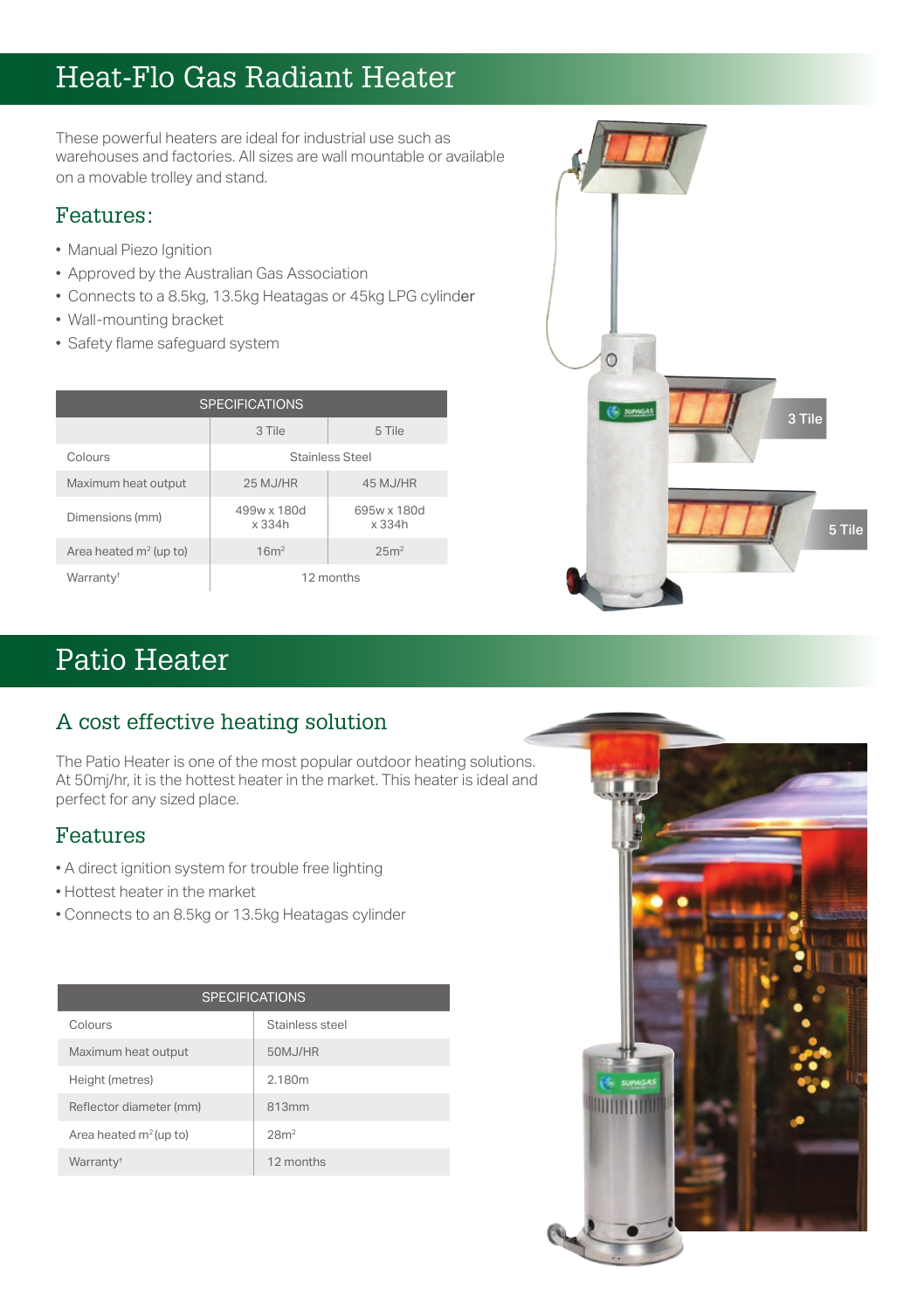# Heat-Flo Gas Radiant Heater

These powerful heaters are ideal for industrial use such as warehouses and factories. All sizes are wall mountable or available on a movable trolley and stand.

## Features:

- Manual Piezo Ignition
- Approved by the Australian Gas Association
- Connects to a 8.5kg, 13.5kg Heatagas or 45kg LPG cylinder
- Wall-mounting bracket
- Safety flame safeguard system

| SPECIFICATIONS | | |
|---|---|---|
| | 3 Tile | 5 Tile |
| Colours | Stainless Steel | |
| Maximum heat output | 25 MJ/HR | 45 MJ/HR |
| Dimensions (mm) | 499w x 180d x 334h | 695w x 180d x 334h |
| Area heated $m^2$ (up to) | $16m^2$ | $25m^2$ |
| Warranty† | 12 months | |

3 Tile

5 Tile

# Patio Heater

## A cost effective heating solution

The Patio Heater is one of the most popular outdoor heating solutions. At 50mj/hr, it is the hottest heater in the market. This heater is ideal and perfect for any sized place.

## Features

- A direct ignition system for trouble free lighting
- Hottest heater in the market
- Connects to an 8.5kg or 13.5kg Heatagas cylinder

| SPECIFICATIONS | |
|---|---|
| Colours | Stainless steel |
| Maximum heat output | 50MJ/HR |
| Height (metres) | 2.180m |
| Reflector diameter (mm) | 813mm |
| Area heated $m^2$ (up to) | $28m^2$ |
| Warranty† | 12 months |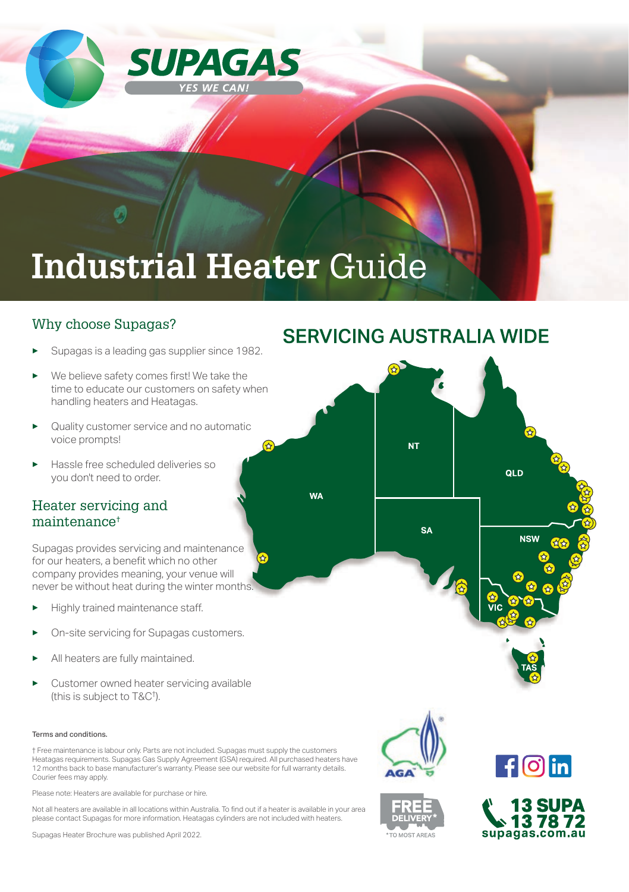SUPAGAS

YES WE CAN!

# Industrial Heater Guide

## Why choose Supagas?

- Supagas is a leading gas supplier since 1982.
- We believe safety comes first! We take the time to educate our customers on safety when handling heaters and Heatagas.
- Quality customer service and no automatic voice prompts!
- Hassle free scheduled deliveries so you don't need to order.

## Heater servicing and maintenance†

Supagas provides servicing and maintenance for our heaters, a benefit which no other company provides meaning, your venue will never be without heat during the winter months.

- Highly trained maintenance staff.
- On-site servicing for Supagas customers.
- All heaters are fully maintained.
- Customer owned heater servicing available (this is subject to T&C†).

## SERVICING AUSTRALIA WIDE

NT

WA

QLD

SA

NSW

VIC

TAS

Terms and conditions.

† Free maintenance is labour only. Parts are not included. Supagas must supply the customers Heatagas requirements. Supagas Gas Supply Agreement (GSA) required. All purchased heaters have 12 months back to base manufacturer's warranty. Please see our website for full warranty details. Courier fees may apply.

Please note: Heaters are available for purchase or hire.

Not all heaters are available in all locations within Australia. To find out if a heater is available in your area please contact Supagas for more information. Heatagas cylinders are not included with heaters.

Supagas Heater Brochure was published April 2022.

AGA

FREE DELIVERY*

*TO MOST AREAS

13 SUPA
13 78 72
supagas.com.au